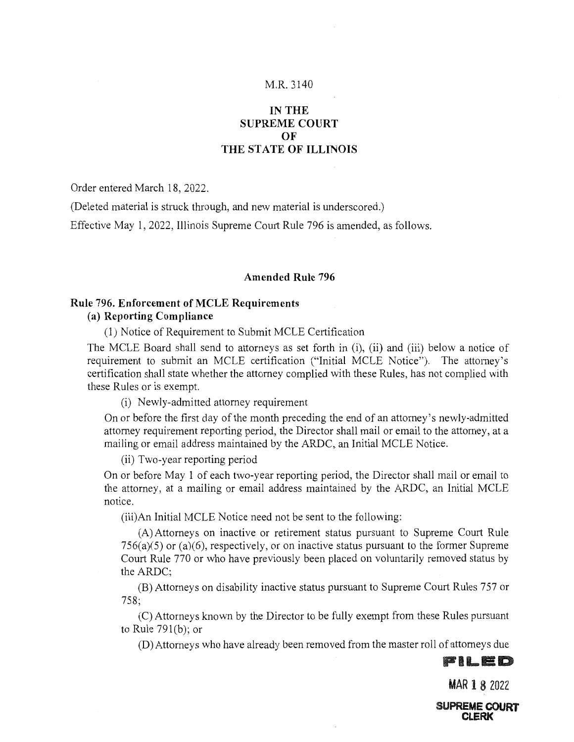M.R. 3140

**IN THE SUPREME COURT OF THE STATE OF ILLINOIS**

Order entered March 18, 2022.

(Deleted material is struck through, and new material is underscored.)

Effective May 1, 2022, Illinois Supreme Court Rule 796 is amended, as follows.

## Amended Rule 796

### Rule 796. Enforcement of MCLE Requirements

**(a) Reporting Compliance**

(1) Notice of Requirement to Submit MCLE Certification

The MCLE Board shall send to attorneys as set forth in (i), (ii) and (iii) below a notice of requirement to submit an MCLE certification ("Initial MCLE Notice"). The attorney's certification shall state whether the attorney complied with these Rules, has not complied with these Rules or is exempt.

(i) Newly-admitted attorney requirement

On or before the first day of the month preceding the end of an attorney's newly-admitted attorney requirement reporting period, the Director shall mail or email to the attorney, at a mailing or email address maintained by the ARDC, an Initial MCLE Notice.

(ii) Two-year reporting period

On or before May 1 of each two-year reporting period, the Director shall mail or email to the attorney, at a mailing or email address maintained by the ARDC, an Initial MCLE notice.

(iii)An Initial MCLE Notice need not be sent to the following:

(A) Attorneys on inactive or retirement status pursuant to Supreme Court Rule 756(a)(5) or (a)(6), respectively, or on inactive status pursuant to the former Supreme Court Rule 770 or who have previously been placed on voluntarily removed status by the ARDC;

(B) Attorneys on disability inactive status pursuant to Supreme Court Rules 757 or 758;

(C) Attorneys known by the Director to be fully exempt from these Rules pursuant to Rule 791(b); or

(D) Attorneys who have already been removed from the master roll of attorneys due

FILED

MAR 18 2022

SUPREME COURT CLERK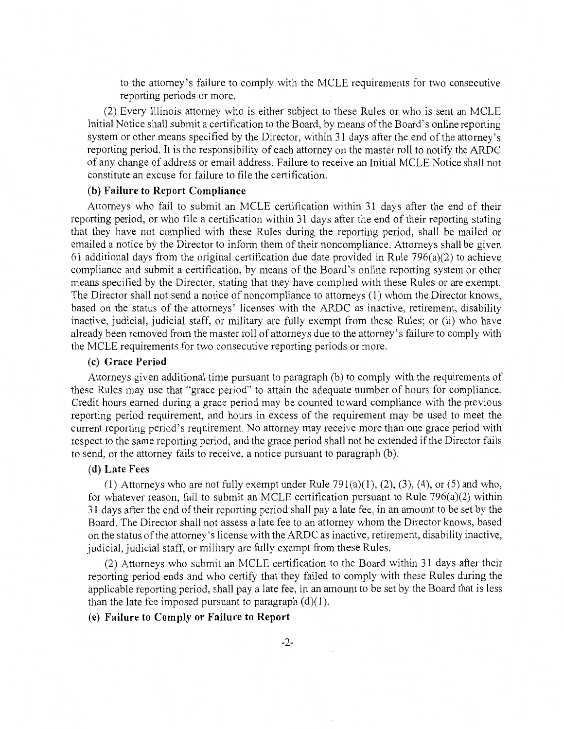to the attorney's failure to comply with the MCLE requirements for two consecutive reporting periods or more.

(2) Every Illinois attorney who is either subject to these Rules or who is sent an MCLE Initial Notice shall submit a certification to the Board, by means of the Board's online reporting system or other means specified by the Director, within 31 days after the end of the attorney's reporting period. It is the responsibility of each attorney on the master roll to notify the ARDC of any change of address or email address. Failure to receive an Initial MCLE Notice shall not constitute an excuse for failure to file the certification.

**(b) Failure to Report Compliance**

Attorneys who fail to submit an MCLE certification within 31 days after the end of their reporting period, or who file a certification within 31 days after the end of their reporting stating that they have not complied with these Rules during the reporting period, shall be mailed or emailed a notice by the Director to inform them of their noncompliance. Attorneys shall be given 61 additional days from the original certification due date provided in Rule 796(a)(2) to achieve compliance and submit a certification, by means of the Board's online reporting system or other means specified by the Director, stating that they have complied with these Rules or are exempt. The Director shall not send a notice of noncompliance to attorneys (1) whom the Director knows, based on the status of the attorneys' licenses with the ARDC as inactive, retirement, disability inactive, judicial, judicial staff, or military are fully exempt from these Rules; or (ii) who have already been removed from the master roll of attorneys due to the attorney's failure to comply with the MCLE requirements for two consecutive reporting periods or more.

**(c) Grace Period**

Attorneys given additional time pursuant to paragraph (b) to comply with the requirements of these Rules may use that "grace period" to attain the adequate number of hours for compliance. Credit hours earned during a grace period may be counted toward compliance with the previous reporting period requirement, and hours in excess of the requirement may be used to meet the current reporting period's requirement. No attorney may receive more than one grace period with respect to the same reporting period, and the grace period shall not be extended if the Director fails to send, or the attorney fails to receive, a notice pursuant to paragraph (b).

**(d) Late Fees**

(1) Attorneys who are not fully exempt under Rule 791(a)(1), (2), (3), (4), or (5) and who, for whatever reason, fail to submit an MCLE certification pursuant to Rule 796(a)(2) within 31 days after the end of their reporting period shall pay a late fee, in an amount to be set by the Board. The Director shall not assess a late fee to an attorney whom the Director knows, based on the status of the attorney's license with the ARDC as inactive, retirement, disability inactive, judicial, judicial staff, or military are fully exempt from these Rules.

(2) Attorneys who submit an MCLE certification to the Board within 31 days after their reporting period ends and who certify that they failed to comply with these Rules during the applicable reporting period, shall pay a late fee, in an amount to be set by the Board that is less than the late fee imposed pursuant to paragraph (d)(1).

**(e) Failure to Comply or Failure to Report**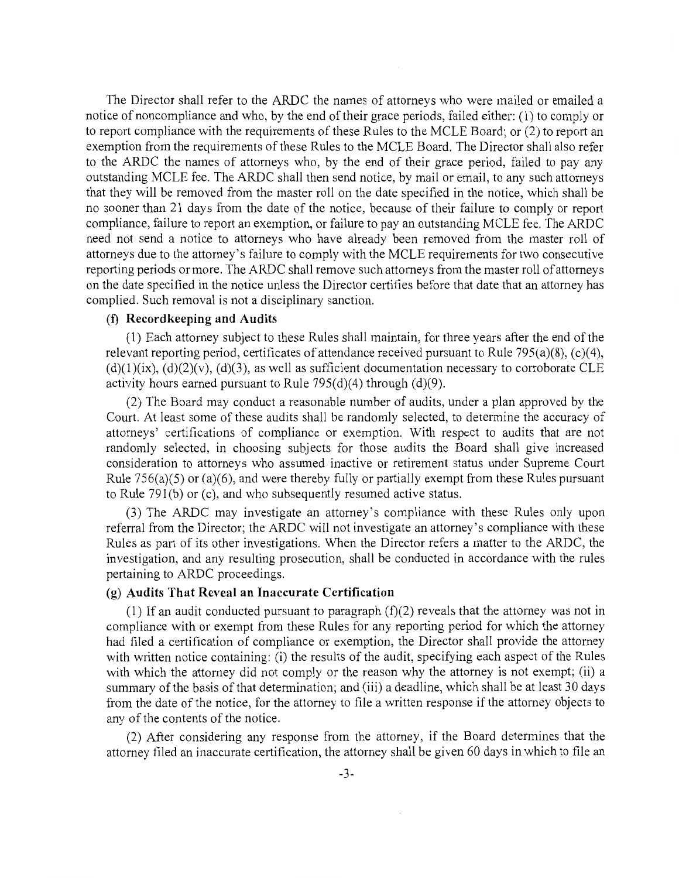The Director shall refer to the ARDC the names of attorneys who were mailed or emailed a notice of noncompliance and who, by the end of their grace periods, failed either: (1) to comply or to report compliance with the requirements of these Rules to the MCLE Board; or (2) to report an exemption from the requirements of these Rules to the MCLE Board. The Director shall also refer to the ARDC the names of attorneys who, by the end of their grace period, failed to pay any outstanding MCLE fee. The ARDC shall then send notice, by mail or email, to any such attorneys that they will be removed from the master roll on the date specified in the notice, which shall be no sooner than 21 days from the date of the notice, because of their failure to comply or report compliance, failure to report an exemption, or failure to pay an outstanding MCLE fee. The ARDC need not send a notice to attorneys who have already been removed from the master roll of attorneys due to the attorney's failure to comply with the MCLE requirements for two consecutive reporting periods or more. The ARDC shall remove such attorneys from the master roll of attorneys on the date specified in the notice unless the Director certifies before that date that an attorney has complied. Such removal is not a disciplinary sanction.

**(f) Recordkeeping and Audits**

(1) Each attorney subject to these Rules shall maintain, for three years after the end of the relevant reporting period, certificates of attendance received pursuant to Rule 795(a)(8), (c)(4), (d)(1)(ix), (d)(2)(v), (d)(3), as well as sufficient documentation necessary to corroborate CLE activity hours earned pursuant to Rule 795(d)(4) through (d)(9).

(2) The Board may conduct a reasonable number of audits, under a plan approved by the Court. At least some of these audits shall be randomly selected, to determine the accuracy of attorneys' certifications of compliance or exemption. With respect to audits that are not randomly selected, in choosing subjects for those audits the Board shall give increased consideration to attorneys who assumed inactive or retirement status under Supreme Court Rule 756(a)(5) or (a)(6), and were thereby fully or partially exempt from these Rules pursuant to Rule 791(b) or (c), and who subsequently resumed active status.

(3) The ARDC may investigate an attorney's compliance with these Rules only upon referral from the Director; the ARDC will not investigate an attorney's compliance with these Rules as part of its other investigations. When the Director refers a matter to the ARDC, the investigation, and any resulting prosecution, shall be conducted in accordance with the rules pertaining to ARDC proceedings.

**(g) Audits That Reveal an Inaccurate Certification**

(1) If an audit conducted pursuant to paragraph (f)(2) reveals that the attorney was not in compliance with or exempt from these Rules for any reporting period for which the attorney had filed a certification of compliance or exemption, the Director shall provide the attorney with written notice containing: (i) the results of the audit, specifying each aspect of the Rules with which the attorney did not comply or the reason why the attorney is not exempt; (ii) a summary of the basis of that determination; and (iii) a deadline, which shall be at least 30 days from the date of the notice, for the attorney to file a written response if the attorney objects to any of the contents of the notice.

(2) After considering any response from the attorney, if the Board determines that the attorney filed an inaccurate certification, the attorney shall be given 60 days in which to file an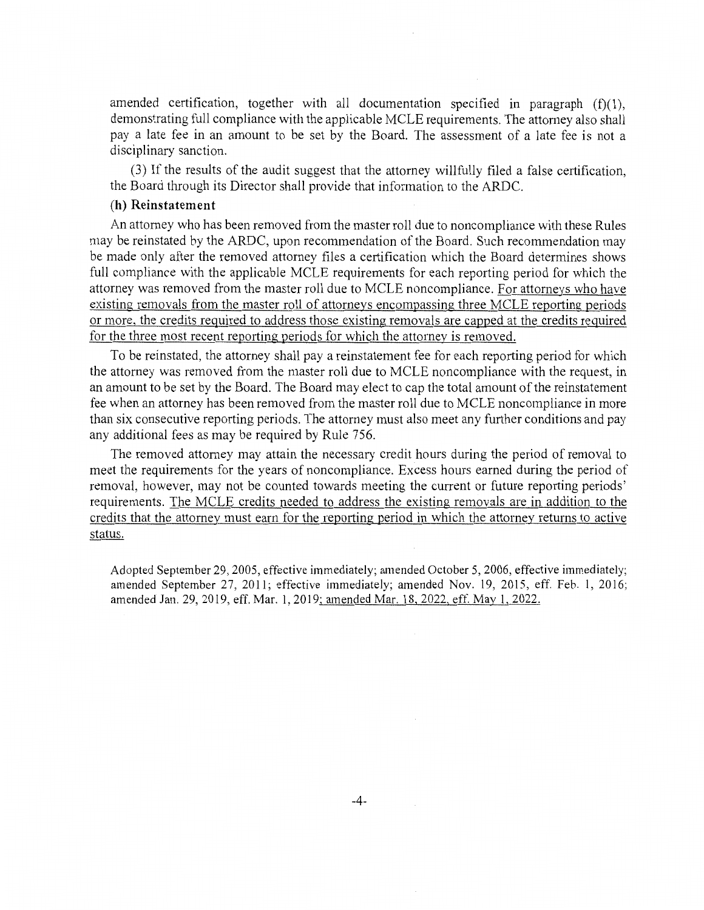amended certification, together with all documentation specified in paragraph (f)(1), demonstrating full compliance with the applicable MCLE requirements. The attorney also shall pay a late fee in an amount to be set by the Board. The assessment of a late fee is not a disciplinary sanction.

(3) If the results of the audit suggest that the attorney willfully filed a false certification, the Board through its Director shall provide that information to the ARDC.

**(h) Reinstatement**

An attorney who has been removed from the master roll due to noncompliance with these Rules may be reinstated by the ARDC, upon recommendation of the Board. Such recommendation may be made only after the removed attorney files a certification which the Board determines shows full compliance with the applicable MCLE requirements for each reporting period for which the attorney was removed from the master roll due to MCLE noncompliance. For attorneys who have existing removals from the master roll of attorneys encompassing three MCLE reporting periods or more, the credits required to address those existing removals are capped at the credits required for the three most recent reporting periods for which the attorney is removed.

To be reinstated, the attorney shall pay a reinstatement fee for each reporting period for which the attorney was removed from the master roll due to MCLE noncompliance with the request, in an amount to be set by the Board. The Board may elect to cap the total amount of the reinstatement fee when an attorney has been removed from the master roll due to MCLE noncompliance in more than six consecutive reporting periods. The attorney must also meet any further conditions and pay any additional fees as may be required by Rule 756.

The removed attorney may attain the necessary credit hours during the period of removal to meet the requirements for the years of noncompliance. Excess hours earned during the period of removal, however, may not be counted towards meeting the current or future reporting periods' requirements. The MCLE credits needed to address the existing removals are in addition to the credits that the attorney must earn for the reporting period in which the attorney returns to active status.

Adopted September 29, 2005, effective immediately; amended October 5, 2006, effective immediately; amended September 27, 2011; effective immediately; amended Nov. 19, 2015, eff. Feb. 1, 2016; amended Jan. 29, 2019, eff. Mar. 1, 2019; amended Mar. 18, 2022, eff. May 1, 2022.